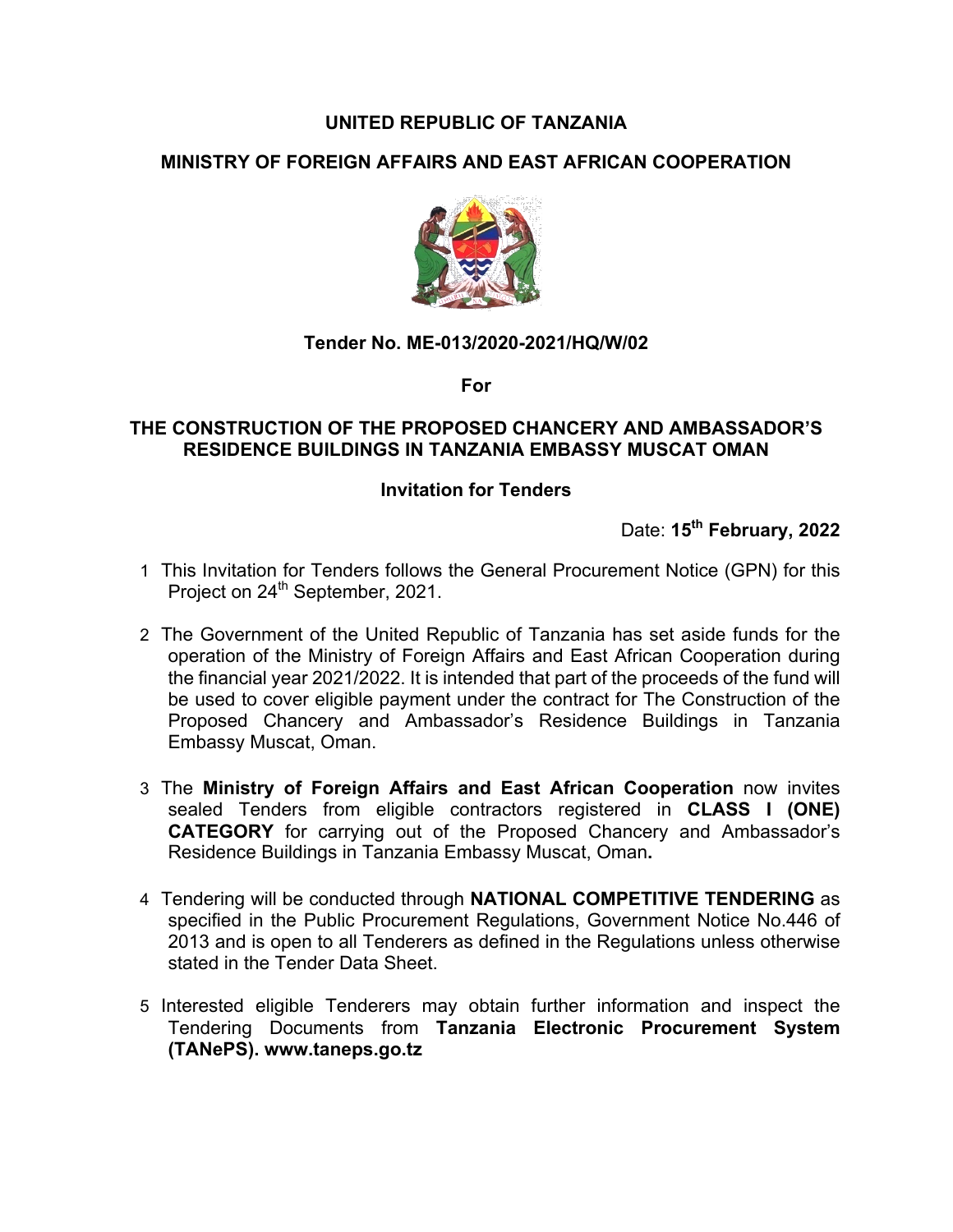# UNITED REPUBLIC OF TANZANIA

## MINISTRY OF FOREIGN AFFAIRS AND EAST AFRICAN COOPERATION

### Tender No. ME-013/2020-2021/HQ/W/02

**For**

### THE CONSTRUCTION OF THE PROPOSED CHANCERY AND AMBASSADOR'S RESIDENCE BUILDINGS IN TANZANIA EMBASSY MUSCAT OMAN

### Invitation for Tenders

Date: **15th February, 2022**

1. This Invitation for Tenders follows the General Procurement Notice (GPN) for this Project on 24th September, 2021.

2. The Government of the United Republic of Tanzania has set aside funds for the operation of the Ministry of Foreign Affairs and East African Cooperation during the financial year 2021/2022. It is intended that part of the proceeds of the fund will be used to cover eligible payment under the contract for The Construction of the Proposed Chancery and Ambassador's Residence Buildings in Tanzania Embassy Muscat, Oman.

3. The **Ministry of Foreign Affairs and East African Cooperation** now invites sealed Tenders from eligible contractors registered in **CLASS I (ONE) CATEGORY** for carrying out of the Proposed Chancery and Ambassador's Residence Buildings in Tanzania Embassy Muscat, Oman**.**

4. Tendering will be conducted through **NATIONAL COMPETITIVE TENDERING** as specified in the Public Procurement Regulations, Government Notice No.446 of 2013 and is open to all Tenderers as defined in the Regulations unless otherwise stated in the Tender Data Sheet.

5. Interested eligible Tenderers may obtain further information and inspect the Tendering Documents from **Tanzania Electronic Procurement System (TANePS). www.taneps.go.tz**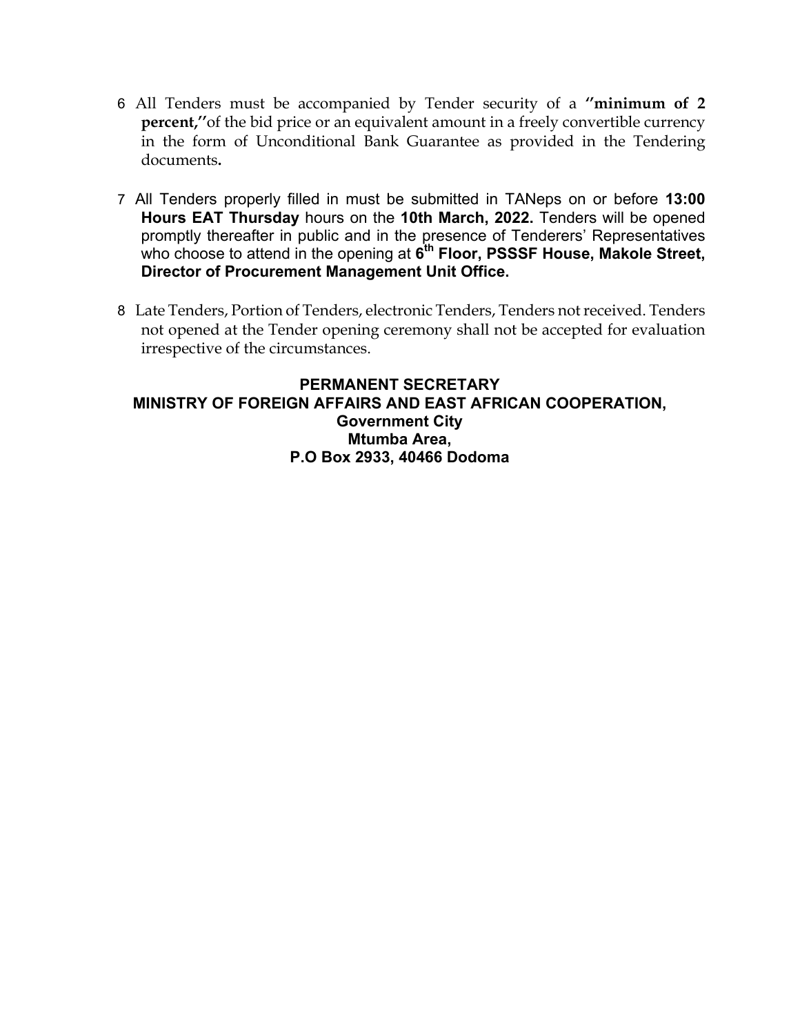6. All Tenders must be accompanied by Tender security of a **''minimum of 2 percent,''** of the bid price or an equivalent amount in a freely convertible currency in the form of Unconditional Bank Guarantee as provided in the Tendering documents**.**

7. All Tenders properly filled in must be submitted in TANeps on or before **13:00 Hours EAT Thursday** hours on the **10th March, 2022.** Tenders will be opened promptly thereafter in public and in the presence of Tenderers' Representatives who choose to attend in the opening at **6th Floor, PSSSF House, Makole Street, Director of Procurement Management Unit Office.**

8. Late Tenders, Portion of Tenders, electronic Tenders, Tenders not received. Tenders not opened at the Tender opening ceremony shall not be accepted for evaluation irrespective of the circumstances.

**PERMANENT SECRETARY**
**MINISTRY OF FOREIGN AFFAIRS AND EAST AFRICAN COOPERATION,**
**Government City**
**Mtumba Area,**
**P.O Box 2933, 40466 Dodoma**